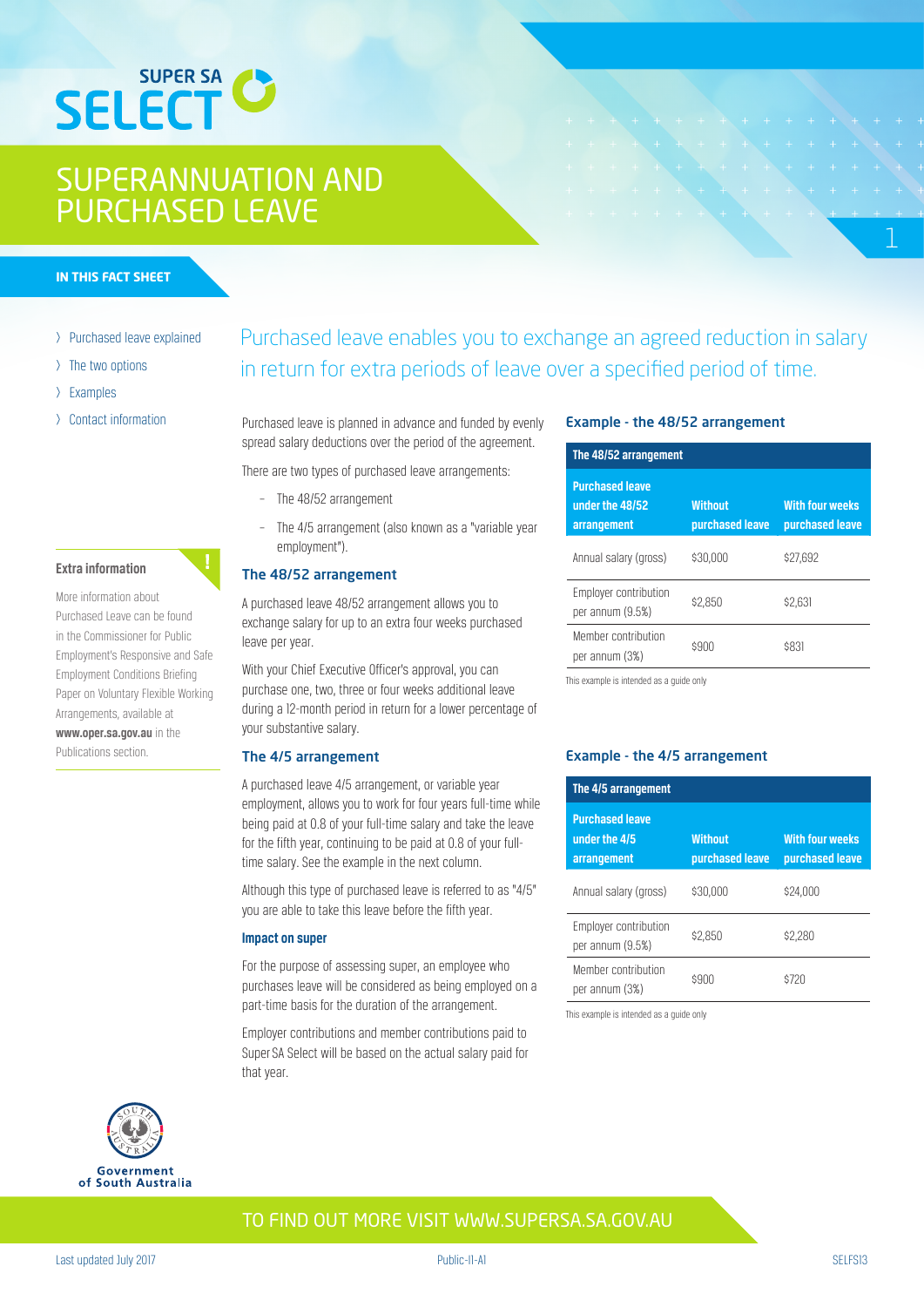SUPER SA SELECT

# SUPERANNUATION AND PURCHASED LEAVE

**IN THIS FACT SHEET**

- Purchased leave explained
- The two options
- Examples
- Contact information

**Extra information**

More information about Purchased Leave can be found in the Commissioner for Public Employment's Responsive and Safe Employment Conditions Briefing Paper on Voluntary Flexible Working Arrangements, available at **www.oper.sa.gov.au** in the Publications section.

Purchased leave enables you to exchange an agreed reduction in salary in return for extra periods of leave over a specified period of time.

Purchased leave is planned in advance and funded by evenly spread salary deductions over the period of the agreement.

There are two types of purchased leave arrangements:

- The 48/52 arrangement
- The 4/5 arrangement (also known as a "variable year employment").

## The 48/52 arrangement

A purchased leave 48/52 arrangement allows you to exchange salary for up to an extra four weeks purchased leave per year.

With your Chief Executive Officer's approval, you can purchase one, two, three or four weeks additional leave during a 12-month period in return for a lower percentage of your substantive salary.

## The 4/5 arrangement

A purchased leave 4/5 arrangement, or variable year employment, allows you to work for four years full-time while being paid at 0.8 of your full-time salary and take the leave for the fifth year, continuing to be paid at 0.8 of your full-time salary. See the example in the next column.

Although this type of purchased leave is referred to as "4/5" you are able to take this leave before the fifth year.

### Impact on super

For the purpose of assessing super, an employee who purchases leave will be considered as being employed on a part-time basis for the duration of the arrangement.

Employer contributions and member contributions paid to Super SA Select will be based on the actual salary paid for that year.

## Example - the 48/52 arrangement

**The 48/52 arrangement**

| Purchased leave under the 48/52 arrangement | Without purchased leave | With four weeks purchased leave |
|---|---|---|
| Annual salary (gross) | $30,000 | $27,692 |
| Employer contribution per annum (9.5%) | $2,850 | $2,631 |
| Member contribution per annum (3%) | $900 | $831 |

This example is intended as a guide only

## Example - the 4/5 arrangement

**The 4/5 arrangement**

| Purchased leave under the 4/5 arrangement | Without purchased leave | With four weeks purchased leave |
|---|---|---|
| Annual salary (gross) | $30,000 | $24,000 |
| Employer contribution per annum (9.5%) | $2,850 | $2,280 |
| Member contribution per annum (3%) | $900 | $720 |

This example is intended as a guide only

Government of South Australia

TO FIND OUT MORE VISIT WWW.SUPERSA.SA.GOV.AU

Last updated July 2017 | Public-I1-A1 | SELFS13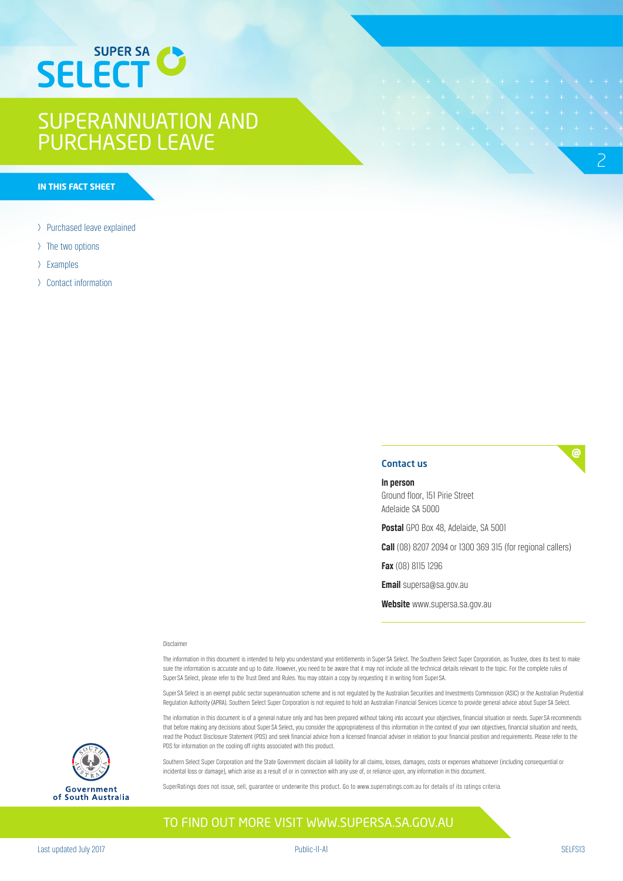SUPER SA SELECT

# SUPERANNUATION AND PURCHASED LEAVE

## IN THIS FACT SHEET

- Purchased leave explained
- The two options
- Examples
- Contact information

### Contact us

**In person**
Ground floor, 151 Pirie Street
Adelaide SA 5000

**Postal** GPO Box 48, Adelaide, SA 5001

**Call** (08) 8207 2094 or 1300 369 315 (for regional callers)

**Fax** (08) 8115 1296

**Email** supersa@sa.gov.au

**Website** www.supersa.sa.gov.au

Disclaimer

The information in this document is intended to help you understand your entitlements in Super SA Select. The Southern Select Super Corporation, as Trustee, does its best to make sure the information is accurate and up to date. However, you need to be aware that it may not include all the technical details relevant to the topic. For the complete rules of Super SA Select, please refer to the Trust Deed and Rules. You may obtain a copy by requesting it in writing from Super SA.

Super SA Select is an exempt public sector superannuation scheme and is not regulated by the Australian Securities and Investments Commission (ASIC) or the Australian Prudential Regulation Authority (APRA). Southern Select Super Corporation is not required to hold an Australian Financial Services Licence to provide general advice about Super SA Select.

The information in this document is of a general nature only and has been prepared without taking into account your objectives, financial situation or needs. Super SA recommends that before making any decisions about Super SA Select, you consider the appropriateness of this information in the context of your own objectives, financial situation and needs, read the Product Disclosure Statement (PDS) and seek financial advice from a licensed financial adviser in relation to your financial position and requirements. Please refer to the PDS for information on the cooling off rights associated with this product.

Southern Select Super Corporation and the State Government disclaim all liability for all claims, losses, damages, costs or expenses whatsoever (including consequential or incidental loss or damage), which arise as a result of or in connection with any use of, or reliance upon, any information in this document.

SuperRatings does not issue, sell, guarantee or underwrite this product. Go to www.superratings.com.au for details of its ratings criteria.

Government of South Australia

TO FIND OUT MORE VISIT WWW.SUPERSA.SA.GOV.AU

Last updated July 2017 Public-I1-A1 SELFS13